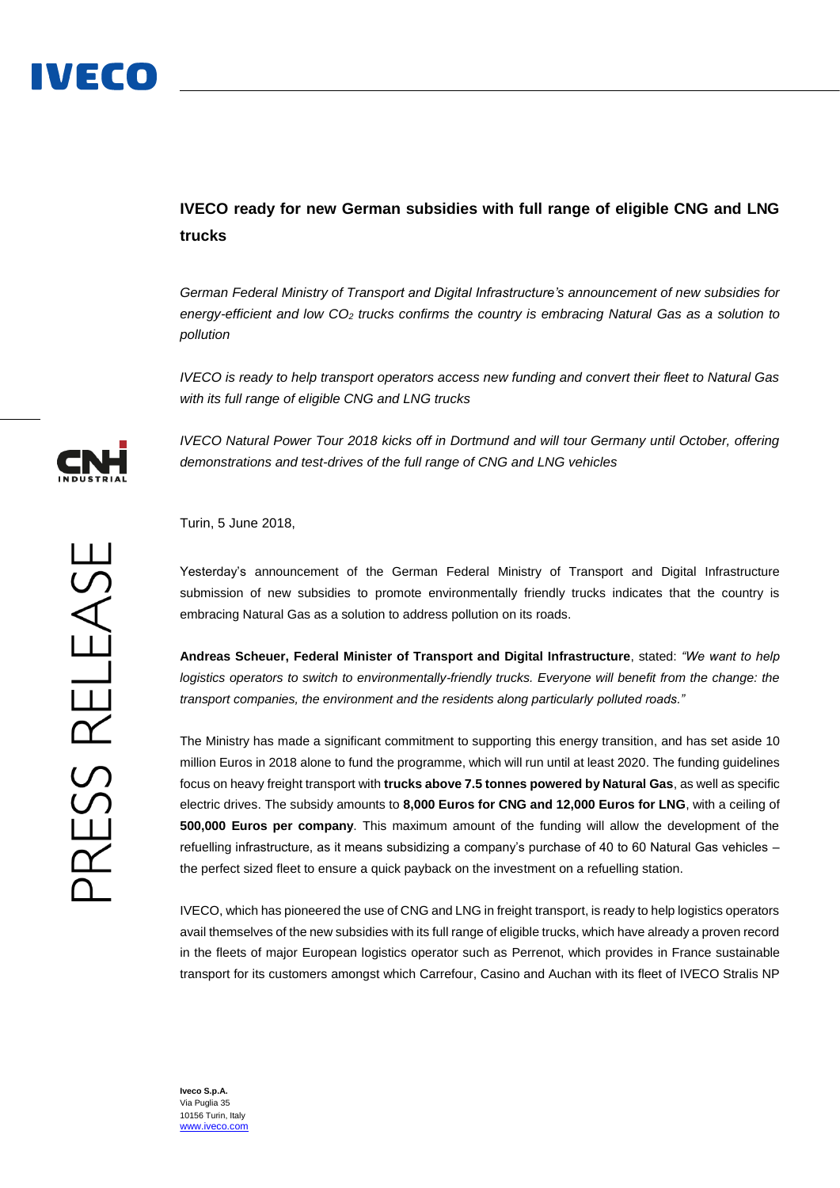# IVECO ready for new German subsidies with full range of eligible CNG and LNG trucks

*German Federal Ministry of Transport and Digital Infrastructure's announcement of new subsidies for energy-efficient and low $CO_2$ trucks confirms the country is embracing Natural Gas as a solution to pollution*

*IVECO is ready to help transport operators access new funding and convert their fleet to Natural Gas with its full range of eligible CNG and LNG trucks*

*IVECO Natural Power Tour 2018 kicks off in Dortmund and will tour Germany until October, offering demonstrations and test-drives of the full range of CNG and LNG vehicles*

Turin, 5 June 2018,

Yesterday's announcement of the German Federal Ministry of Transport and Digital Infrastructure submission of new subsidies to promote environmentally friendly trucks indicates that the country is embracing Natural Gas as a solution to address pollution on its roads.

**Andreas Scheuer, Federal Minister of Transport and Digital Infrastructure**, stated: *"We want to help logistics operators to switch to environmentally-friendly trucks. Everyone will benefit from the change: the transport companies, the environment and the residents along particularly polluted roads."*

The Ministry has made a significant commitment to supporting this energy transition, and has set aside 10 million Euros in 2018 alone to fund the programme, which will run until at least 2020. The funding guidelines focus on heavy freight transport with **trucks above 7.5 tonnes powered by Natural Gas**, as well as specific electric drives. The subsidy amounts to **8,000 Euros for CNG and 12,000 Euros for LNG**, with a ceiling of **500,000 Euros per company**. This maximum amount of the funding will allow the development of the refuelling infrastructure, as it means subsidizing a company's purchase of 40 to 60 Natural Gas vehicles – the perfect sized fleet to ensure a quick payback on the investment on a refuelling station.

IVECO, which has pioneered the use of CNG and LNG in freight transport, is ready to help logistics operators avail themselves of the new subsidies with its full range of eligible trucks, which have already a proven record in the fleets of major European logistics operator such as Perrenot, which provides in France sustainable transport for its customers amongst which Carrefour, Casino and Auchan with its fleet of IVECO Stralis NP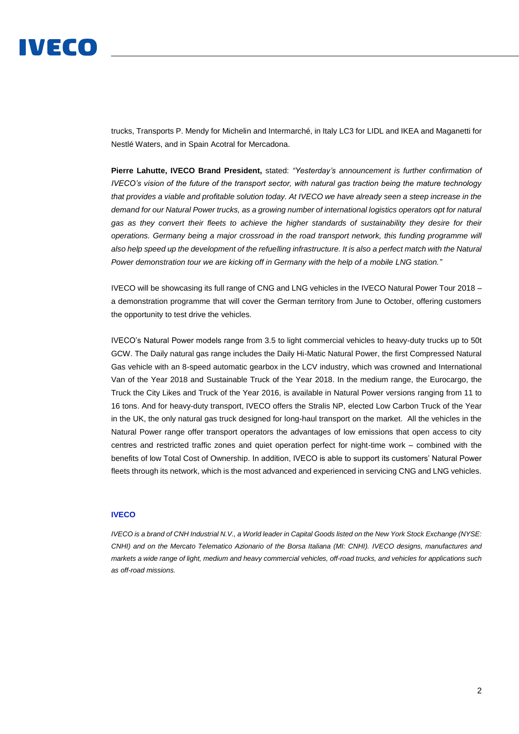trucks, Transports P. Mendy for Michelin and Intermarché, in Italy LC3 for LIDL and IKEA and Maganetti for Nestlé Waters, and in Spain Acotral for Mercadona.

**Pierre Lahutte, IVECO Brand President,** stated: *"Yesterday's announcement is further confirmation of IVECO's vision of the future of the transport sector, with natural gas traction being the mature technology that provides a viable and profitable solution today. At IVECO we have already seen a steep increase in the demand for our Natural Power trucks, as a growing number of international logistics operators opt for natural gas as they convert their fleets to achieve the higher standards of sustainability they desire for their operations. Germany being a major crossroad in the road transport network, this funding programme will also help speed up the development of the refuelling infrastructure. It is also a perfect match with the Natural Power demonstration tour we are kicking off in Germany with the help of a mobile LNG station."*

IVECO will be showcasing its full range of CNG and LNG vehicles in the IVECO Natural Power Tour 2018 – a demonstration programme that will cover the German territory from June to October, offering customers the opportunity to test drive the vehicles.

IVECO's Natural Power models range from 3.5 to light commercial vehicles to heavy-duty trucks up to 50t GCW. The Daily natural gas range includes the Daily Hi-Matic Natural Power, the first Compressed Natural Gas vehicle with an 8-speed automatic gearbox in the LCV industry, which was crowned and International Van of the Year 2018 and Sustainable Truck of the Year 2018. In the medium range, the Eurocargo, the Truck the City Likes and Truck of the Year 2016, is available in Natural Power versions ranging from 11 to 16 tons. And for heavy-duty transport, IVECO offers the Stralis NP, elected Low Carbon Truck of the Year in the UK, the only natural gas truck designed for long-haul transport on the market. All the vehicles in the Natural Power range offer transport operators the advantages of low emissions that open access to city centres and restricted traffic zones and quiet operation perfect for night-time work – combined with the benefits of low Total Cost of Ownership. In addition, IVECO is able to support its customers' Natural Power fleets through its network, which is the most advanced and experienced in servicing CNG and LNG vehicles.

**IVECO**

*IVECO is a brand of CNH Industrial N.V., a World leader in Capital Goods listed on the New York Stock Exchange (NYSE: CNHI) and on the Mercato Telematico Azionario of the Borsa Italiana (MI: CNHI). IVECO designs, manufactures and markets a wide range of light, medium and heavy commercial vehicles, off-road trucks, and vehicles for applications such as off-road missions.*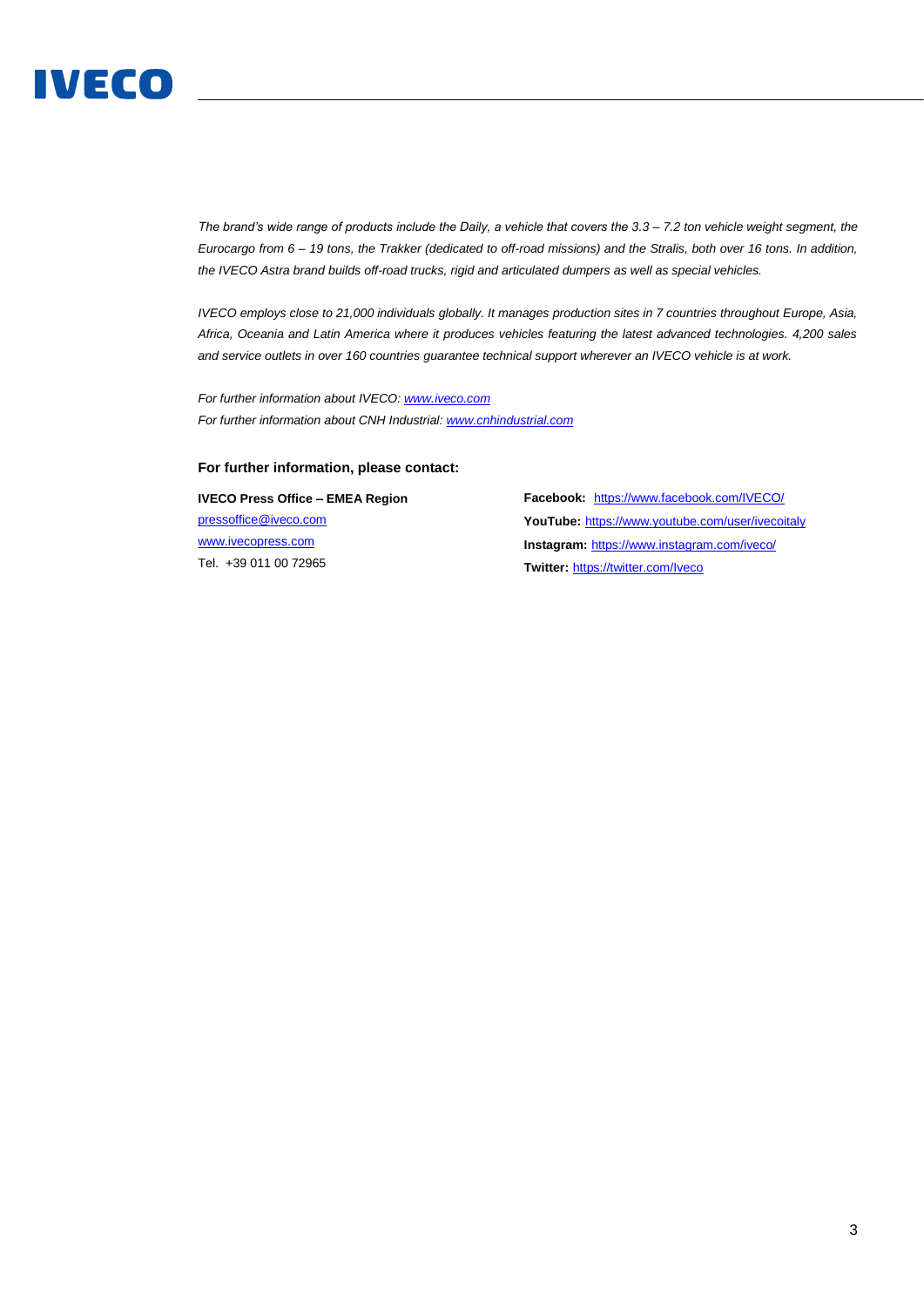*The brand's wide range of products include the Daily, a vehicle that covers the 3.3 – 7.2 ton vehicle weight segment, the Eurocargo from 6 – 19 tons, the Trakker (dedicated to off-road missions) and the Stralis, both over 16 tons. In addition, the IVECO Astra brand builds off-road trucks, rigid and articulated dumpers as well as special vehicles.*

*IVECO employs close to 21,000 individuals globally. It manages production sites in 7 countries throughout Europe, Asia, Africa, Oceania and Latin America where it produces vehicles featuring the latest advanced technologies. 4,200 sales and service outlets in over 160 countries guarantee technical support wherever an IVECO vehicle is at work.*

*For further information about IVECO: [www.iveco.com](http://www.iveco.com)*
*For further information about CNH Industrial: [www.cnhindustrial.com](http://www.cnhindustrial.com)*

**For further information, please contact:**

**IVECO Press Office – EMEA Region**
[pressoffice@iveco.com](mailto:pressoffice@iveco.com)
[www.ivecopress.com](http://www.ivecopress.com)
Tel. +39 011 00 72965

**Facebook:** https://www.facebook.com/IVECO/
**YouTube:** https://www.youtube.com/user/ivecoitaly
**Instagram:** https://www.instagram.com/iveco/
**Twitter:** https://twitter.com/Iveco